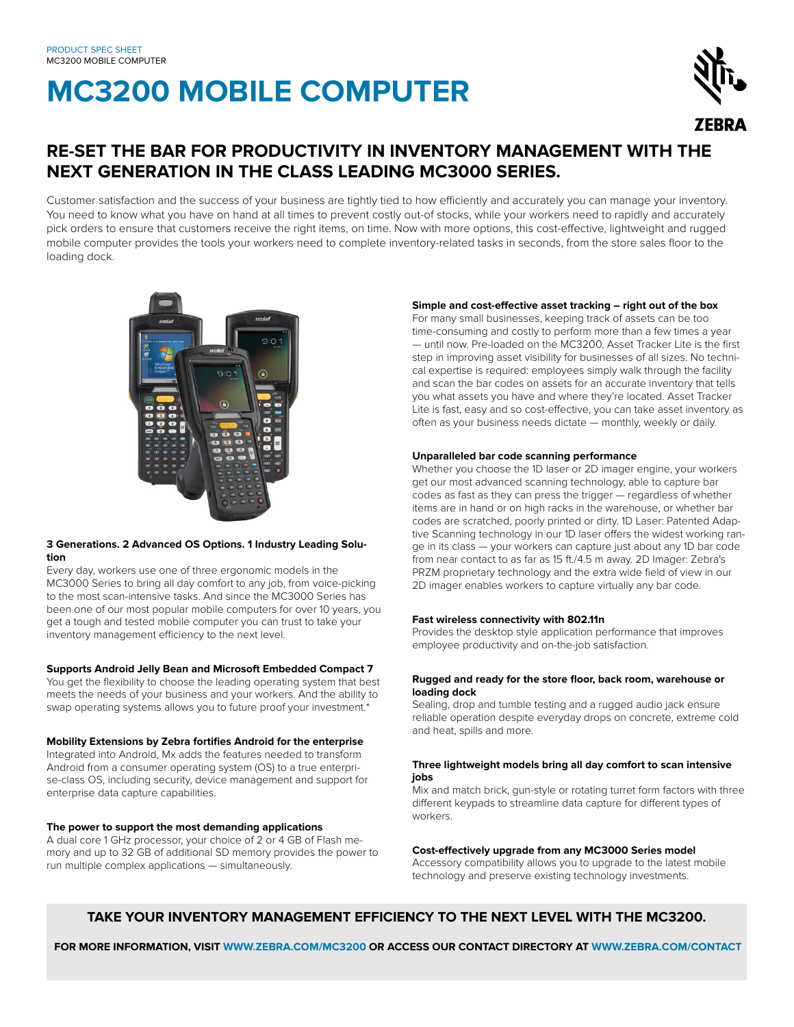PRODUCT SPEC SHEET
MC3200 MOBILE COMPUTER

# MC3200 MOBILE COMPUTER

## RE-SET THE BAR FOR PRODUCTIVITY IN INVENTORY MANAGEMENT WITH THE NEXT GENERATION IN THE CLASS LEADING MC3000 SERIES.

Customer satisfaction and the success of your business are tightly tied to how efficiently and accurately you can manage your inventory. You need to know what you have on hand at all times to prevent costly out-of stocks, while your workers need to rapidly and accurately pick orders to ensure that customers receive the right items, on time. Now with more options, this cost-effective, lightweight and rugged mobile computer provides the tools your workers need to complete inventory-related tasks in seconds, from the store sales floor to the loading dock.

### 3 Generations. 2 Advanced OS Options. 1 Industry Leading Solution

Every day, workers use one of three ergonomic models in the MC3000 Series to bring all day comfort to any job, from voice-picking to the most scan-intensive tasks. And since the MC3000 Series has been one of our most popular mobile computers for over 10 years, you get a tough and tested mobile computer you can trust to take your inventory management efficiency to the next level.

### Supports Android Jelly Bean and Microsoft Embedded Compact 7

You get the flexibility to choose the leading operating system that best meets the needs of your business and your workers. And the ability to swap operating systems allows you to future proof your investment.*

### Mobility Extensions by Zebra fortifies Android for the enterprise

Integrated into Android, Mx adds the features needed to transform Android from a consumer operating system (OS) to a true enterprise-class OS, including security, device management and support for enterprise data capture capabilities.

### The power to support the most demanding applications

A dual core 1 GHz processor, your choice of 2 or 4 GB of Flash memory and up to 32 GB of additional SD memory provides the power to run multiple complex applications — simultaneously.

### Simple and cost-effective asset tracking – right out of the box

For many small businesses, keeping track of assets can be too time-consuming and costly to perform more than a few times a year — until now. Pre-loaded on the MC3200, Asset Tracker Lite is the first step in improving asset visibility for businesses of all sizes. No technical expertise is required: employees simply walk through the facility and scan the bar codes on assets for an accurate inventory that tells you what assets you have and where they're located. Asset Tracker Lite is fast, easy and so cost-effective, you can take asset inventory as often as your business needs dictate — monthly, weekly or daily.

### Unparalleled bar code scanning performance

Whether you choose the 1D laser or 2D imager engine, your workers get our most advanced scanning technology, able to capture bar codes as fast as they can press the trigger — regardless of whether items are in hand or on high racks in the warehouse, or whether bar codes are scratched, poorly printed or dirty. 1D Laser: Patented Adaptive Scanning technology in our 1D laser offers the widest working range in its class — your workers can capture just about any 1D bar code from near contact to as far as 15 ft./4.5 m away. 2D Imager: Zebra's PRZM proprietary technology and the extra wide field of view in our 2D imager enables workers to capture virtually any bar code.

### Fast wireless connectivity with 802.11n

Provides the desktop style application performance that improves employee productivity and on-the-job satisfaction.

### Rugged and ready for the store floor, back room, warehouse or loading dock

Sealing, drop and tumble testing and a rugged audio jack ensure reliable operation despite everyday drops on concrete, extreme cold and heat, spills and more.

### Three lightweight models bring all day comfort to scan intensive jobs

Mix and match brick, gun-style or rotating turret form factors with three different keypads to streamline data capture for different types of workers.

### Cost-effectively upgrade from any MC3000 Series model

Accessory compatibility allows you to upgrade to the latest mobile technology and preserve existing technology investments.

**TAKE YOUR INVENTORY MANAGEMENT EFFICIENCY TO THE NEXT LEVEL WITH THE MC3200.**

**FOR MORE INFORMATION, VISIT WWW.ZEBRA.COM/MC3200 OR ACCESS OUR CONTACT DIRECTORY AT WWW.ZEBRA.COM/CONTACT**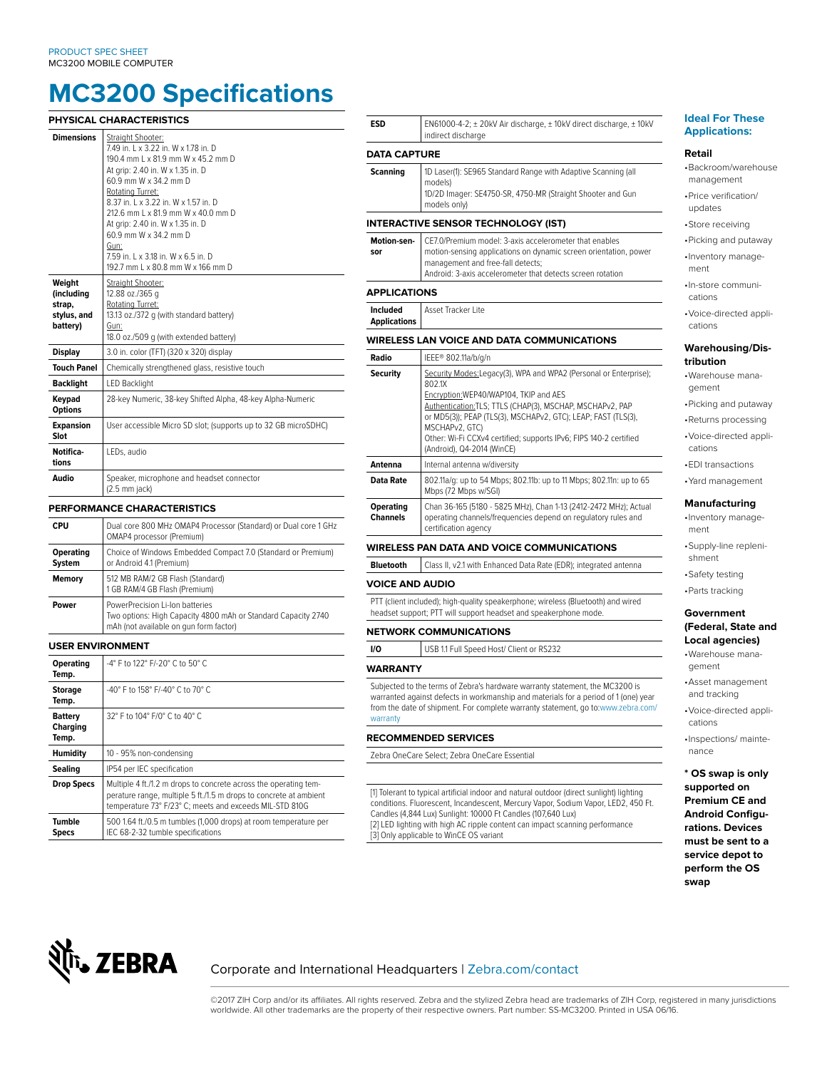PRODUCT SPEC SHEET
MC3200 MOBILE COMPUTER

# MC3200 Specifications

## PHYSICAL CHARACTERISTICS

| | |
|---|---|
| **Dimensions** | Straight Shooter: 7.49 in. L x 3.22 in. W x 1.78 in. D 190.4 mm L x 81.9 mm W x 45.2 mm D At grip: 2.40 in. W x 1.35 in. D 60.9 mm W x 34.2 mm D Rotating Turret: 8.37 in. L x 3.22 in. W x 1.57 in. D 212.6 mm L x 81.9 mm W x 40.0 mm D At grip: 2.40 in. W x 1.35 in. D 60.9 mm W x 34.2 mm D Gun: 7.59 in. L x 3.18 in. W x 6.5 in. D 192.7 mm L x 80.8 mm W x 166 mm D |
| **Weight (including strap, stylus, and battery)** | Straight Shooter: 12.88 oz./365 g Rotating Turret: 13.13 oz./372 g (with standard battery) Gun: 18.0 oz./509 g (with extended battery) |
| **Display** | 3.0 in. color (TFT) (320 x 320) display |
| **Touch Panel** | Chemically strengthened glass, resistive touch |
| **Backlight** | LED Backlight |
| **Keypad Options** | 28-key Numeric, 38-key Shifted Alpha, 48-key Alpha-Numeric |
| **Expansion Slot** | User accessible Micro SD slot; (supports up to 32 GB microSDHC) |
| **Notifications** | LEDs, audio |
| **Audio** | Speaker, microphone and headset connector (2.5 mm jack) |

## PERFORMANCE CHARACTERISTICS

| | |
|---|---|
| **CPU** | Dual core 800 MHz OMAP4 Processor (Standard) or Dual core 1 GHz OMAP4 processor (Premium) |
| **Operating System** | Choice of Windows Embedded Compact 7.0 (Standard or Premium) or Android 4.1 (Premium) |
| **Memory** | 512 MB RAM/2 GB Flash (Standard) 1 GB RAM/4 GB Flash (Premium) |
| **Power** | PowerPrecision Li-Ion batteries Two options: High Capacity 4800 mAh or Standard Capacity 2740 mAh (not available on gun form factor) |

## USER ENVIRONMENT

| | |
|---|---|
| **Operating Temp.** | -4° F to 122° F/-20° C to 50° C |
| **Storage Temp.** | -40° F to 158° F/-40° C to 70° C |
| **Battery Charging Temp.** | 32° F to 104° F/0° C to 40° C |
| **Humidity** | 10 - 95% non-condensing |
| **Sealing** | IP54 per IEC specification |
| **Drop Specs** | Multiple 4 ft./1.2 m drops to concrete across the operating temperature range, multiple 5 ft./1.5 m drops to concrete at ambient temperature 73° F/23° C; meets and exceeds MIL-STD 810G |
| **Tumble Specs** | 500 1.64 ft./0.5 m tumbles (1,000 drops) at room temperature per IEC 68-2-32 tumble specifications |
| **ESD** | EN61000-4-2; ± 20kV Air discharge, ± 10kV direct discharge, ± 10kV indirect discharge |

## DATA CAPTURE

| | |
|---|---|
| **Scanning** | 1D Laser(1): SE965 Standard Range with Adaptive Scanning (all models) 1D/2D Imager: SE4750-SR, 4750-MR (Straight Shooter and Gun models only) |

## INTERACTIVE SENSOR TECHNOLOGY (IST)

| | |
|---|---|
| **Motion-sensor** | CE7.0/Premium model: 3-axis accelerometer that enables motion-sensing applications on dynamic screen orientation, power management and free-fall detects; Android: 3-axis accelerometer that detects screen rotation |

## APPLICATIONS

| | |
|---|---|
| **Included Applications** | Asset Tracker Lite |

## WIRELESS LAN VOICE AND DATA COMMUNICATIONS

| | |
|---|---|
| **Radio** | IEEE® 802.11a/b/g/n |
| **Security** | Security Modes:Legacy(3), WPA and WPA2 (Personal or Enterprise); 802.1X Encryption:WEP40/WAP104, TKIP and AES Authentication:TLS; TTLS (CHAP(3), MSCHAP, MSCHAPv2, PAP or MD5(3)); PEAP (TLS(3), MSCHAPv2, GTC); LEAP; FAST (TLS(3), MSCHAPv2, GTC) Other: Wi-Fi CCXv4 certified; supports IPv6; FIPS 140-2 certified (Android), Q4-2014 (WinCE) |
| **Antenna** | Internal antenna w/diversity |
| **Data Rate** | 802.11a/g: up to 54 Mbps; 802.11b: up to 11 Mbps; 802.11n: up to 65 Mbps (72 Mbps w/SGI) |
| **Operating Channels** | Chan 36-165 (5180 - 5825 MHz), Chan 1-13 (2412-2472 MHz); Actual operating channels/frequencies depend on regulatory rules and certification agency |

## WIRELESS PAN DATA AND VOICE COMMUNICATIONS

| | |
|---|---|
| **Bluetooth** | Class II, v2.1 with Enhanced Data Rate (EDR); integrated antenna |

## VOICE AND AUDIO

PTT (client included); high-quality speakerphone; wireless (Bluetooth) and wired headset support; PTT will support headset and speakerphone mode.

## NETWORK COMMUNICATIONS

| | |
|---|---|
| **I/O** | USB 1.1 Full Speed Host/ Client or RS232 |

## WARRANTY

Subjected to the terms of Zebra's hardware warranty statement, the MC3200 is warranted against defects in workmanship and materials for a period of 1 (one) year from the date of shipment. For complete warranty statement, go to:www.zebra.com/warranty

## RECOMMENDED SERVICES

Zebra OneCare Select; Zebra OneCare Essential

[1] Tolerant to typical artificial indoor and natural outdoor (direct sunlight) lighting conditions. Fluorescent, Incandescent, Mercury Vapor, Sodium Vapor, LED2, 450 Ft. Candles (4,844 Lux) Sunlight: 10000 Ft Candles (107,640 Lux)
[2] LED lighting with high AC ripple content can impact scanning performance
[3] Only applicable to WinCE OS variant

## Ideal For These Applications:

### Retail

- Backroom/warehouse management
- Price verification/updates
- Store receiving
- Picking and putaway
- Inventory management
- In-store communications
- Voice-directed applications

### Warehousing/Distribution

- Warehouse management
- Picking and putaway
- Returns processing
- Voice-directed applications
- EDI transactions
- Yard management

### Manufacturing

- Inventory management
- Supply-line replenishment
- Safety testing
- Parts tracking

### Government (Federal, State and Local agencies)

- Warehouse management
- Asset management and tracking
- Voice-directed applications
- Inspections/ maintenance

**\* OS swap is only supported on Premium CE and Android Configurations. Devices must be sent to a service depot to perform the OS swap**

ZEBRA

Corporate and International Headquarters | Zebra.com/contact

©2017 ZIH Corp and/or its affiliates. All rights reserved. Zebra and the stylized Zebra head are trademarks of ZIH Corp, registered in many jurisdictions worldwide. All other trademarks are the property of their respective owners. Part number: SS-MC3200. Printed in USA 06/16.